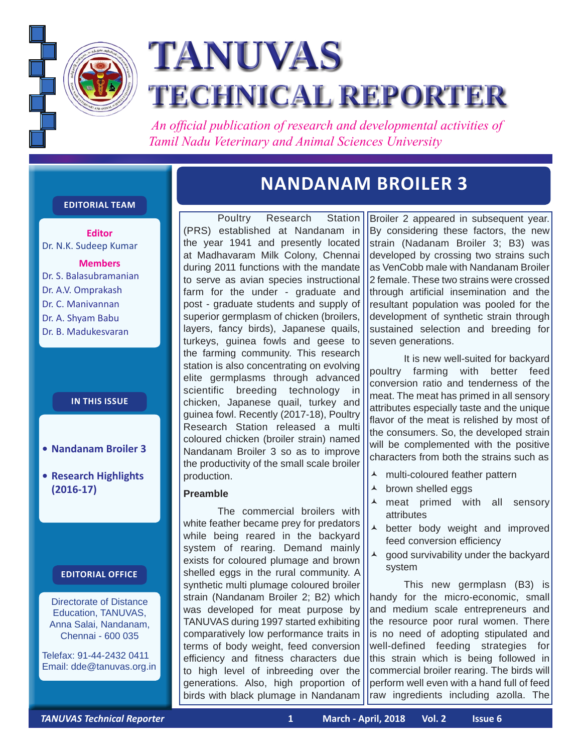# TANUVAS TECHNICAL REPORTER

*An official publication of research and developmental activities of Tamil Nadu Veterinary and Animal Sciences University*

**EDITORIAL TEAM**

**Editor**
Dr. N.K. Sudeep Kumar

**Members**
Dr. S. Balasubramanian
Dr. A.V. Omprakash
Dr. C. Manivannan
Dr. A. Shyam Babu
Dr. B. Madukesvaran

**IN THIS ISSUE**

- **Nandanam Broiler 3**
- **Research Highlights (2016-17)**

**EDITORIAL OFFICE**

Directorate of Distance Education, TANUVAS, Anna Salai, Nandanam, Chennai - 600 035

Telefax: 91-44-2432 0411
Email: dde@tanuvas.org.in

## NANDANAM BROILER 3

Poultry Research Station (PRS) established at Nandanam in the year 1941 and presently located at Madhavaram Milk Colony, Chennai during 2011 functions with the mandate to serve as avian species instructional farm for the under - graduate and post - graduate students and supply of superior germplasm of chicken (broilers, layers, fancy birds), Japanese quails, turkeys, guinea fowls and geese to the farming community. This research station is also concentrating on evolving elite germplasms through advanced scientific breeding technology in chicken, Japanese quail, turkey and guinea fowl. Recently (2017-18), Poultry Research Station released a multi coloured chicken (broiler strain) named Nandanam Broiler 3 so as to improve the productivity of the small scale broiler production.

### Preamble

The commercial broilers with white feather became prey for predators while being reared in the backyard system of rearing. Demand mainly exists for coloured plumage and brown shelled eggs in the rural community. A synthetic multi plumage coloured broiler strain (Nandanam Broiler 2; B2) which was developed for meat purpose by TANUVAS during 1997 started exhibiting comparatively low performance traits in terms of body weight, feed conversion efficiency and fitness characters due to high level of inbreeding over the generations. Also, high proportion of birds with black plumage in Nandanam Broiler 2 appeared in subsequent year. By considering these factors, the new strain (Nadanam Broiler 3; B3) was developed by crossing two strains such as VenCobb male with Nandanam Broiler 2 female. These two strains were crossed through artificial insemination and the resultant population was pooled for the development of synthetic strain through sustained selection and breeding for seven generations.

It is new well-suited for backyard poultry farming with better feed conversion ratio and tenderness of the meat. The meat has primed in all sensory attributes especially taste and the unique flavor of the meat is relished by most of the consumers. So, the developed strain will be complemented with the positive characters from both the strains such as

- multi-coloured feather pattern
- brown shelled eggs
- meat primed with all sensory attributes
- better body weight and improved feed conversion efficiency
- good survivability under the backyard system

This new germplasn (B3) is handy for the micro-economic, small and medium scale entrepreneurs and the resource poor rural women. There is no need of adopting stipulated and well-defined feeding strategies for this strain which is being followed in commercial broiler rearing. The birds will perform well even with a hand full of feed raw ingredients including azolla. The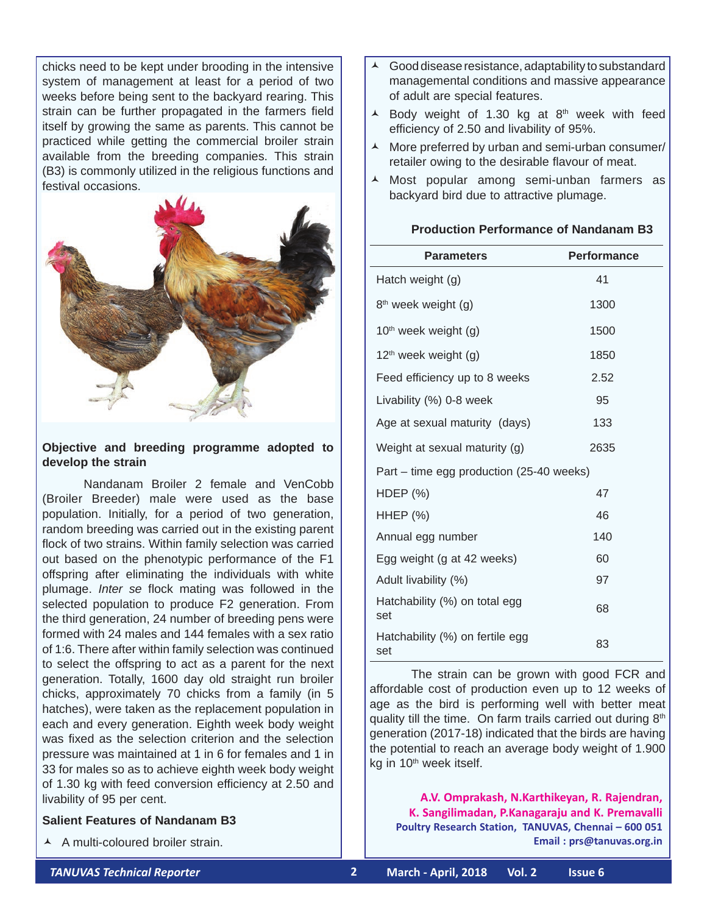chicks need to be kept under brooding in the intensive system of management at least for a period of two weeks before being sent to the backyard rearing. This strain can be further propagated in the farmers field itself by growing the same as parents. This cannot be practiced while getting the commercial broiler strain available from the breeding companies. This strain (B3) is commonly utilized in the religious functions and festival occasions.

### Objective and breeding programme adopted to develop the strain

Nandanam Broiler 2 female and VenCobb (Broiler Breeder) male were used as the base population. Initially, for a period of two generation, random breeding was carried out in the existing parent flock of two strains. Within family selection was carried out based on the phenotypic performance of the F1 offspring after eliminating the individuals with white plumage. *Inter se* flock mating was followed in the selected population to produce F2 generation. From the third generation, 24 number of breeding pens were formed with 24 males and 144 females with a sex ratio of 1:6. There after within family selection was continued to select the offspring to act as a parent for the next generation. Totally, 1600 day old straight run broiler chicks, approximately 70 chicks from a family (in 5 hatches), were taken as the replacement population in each and every generation. Eighth week body weight was fixed as the selection criterion and the selection pressure was maintained at 1 in 6 for females and 1 in 33 for males so as to achieve eighth week body weight of 1.30 kg with feed conversion efficiency at 2.50 and livability of 95 per cent.

### Salient Features of Nandanam B3

- A multi-coloured broiler strain.
- Good disease resistance, adaptability to substandard managemental conditions and massive appearance of adult are special features.
- Body weight of 1.30 kg at 8th week with feed efficiency of 2.50 and livability of 95%.
- More preferred by urban and semi-urban consumer/ retailer owing to the desirable flavour of meat.
- Most popular among semi-unban farmers as backyard bird due to attractive plumage.

**Production Performance of Nandanam B3**

| Parameters | Performance |
|---|---|
| Hatch weight (g) | 41 |
| 8th week weight (g) | 1300 |
| 10th week weight (g) | 1500 |
| 12th week weight (g) | 1850 |
| Feed efficiency up to 8 weeks | 2.52 |
| Livability (%) 0-8 week | 95 |
| Age at sexual maturity (days) | 133 |
| Weight at sexual maturity (g) | 2635 |
| Part – time egg production (25-40 weeks) | |
| HDEP (%) | 47 |
| HHEP (%) | 46 |
| Annual egg number | 140 |
| Egg weight (g at 42 weeks) | 60 |
| Adult livability (%) | 97 |
| Hatchability (%) on total egg set | 68 |
| Hatchability (%) on fertile egg set | 83 |

The strain can be grown with good FCR and affordable cost of production even up to 12 weeks of age as the bird is performing well with better meat quality till the time. On farm trails carried out during 8th generation (2017-18) indicated that the birds are having the potential to reach an average body weight of 1.900 kg in 10th week itself.

**A.V. Omprakash, N.Karthikeyan, R. Rajendran, K. Sangilimadan, P.Kanagaraju and K. Premavalli**
**Poultry Research Station, TANUVAS, Chennai – 600 051**
**Email : prs@tanuvas.org.in**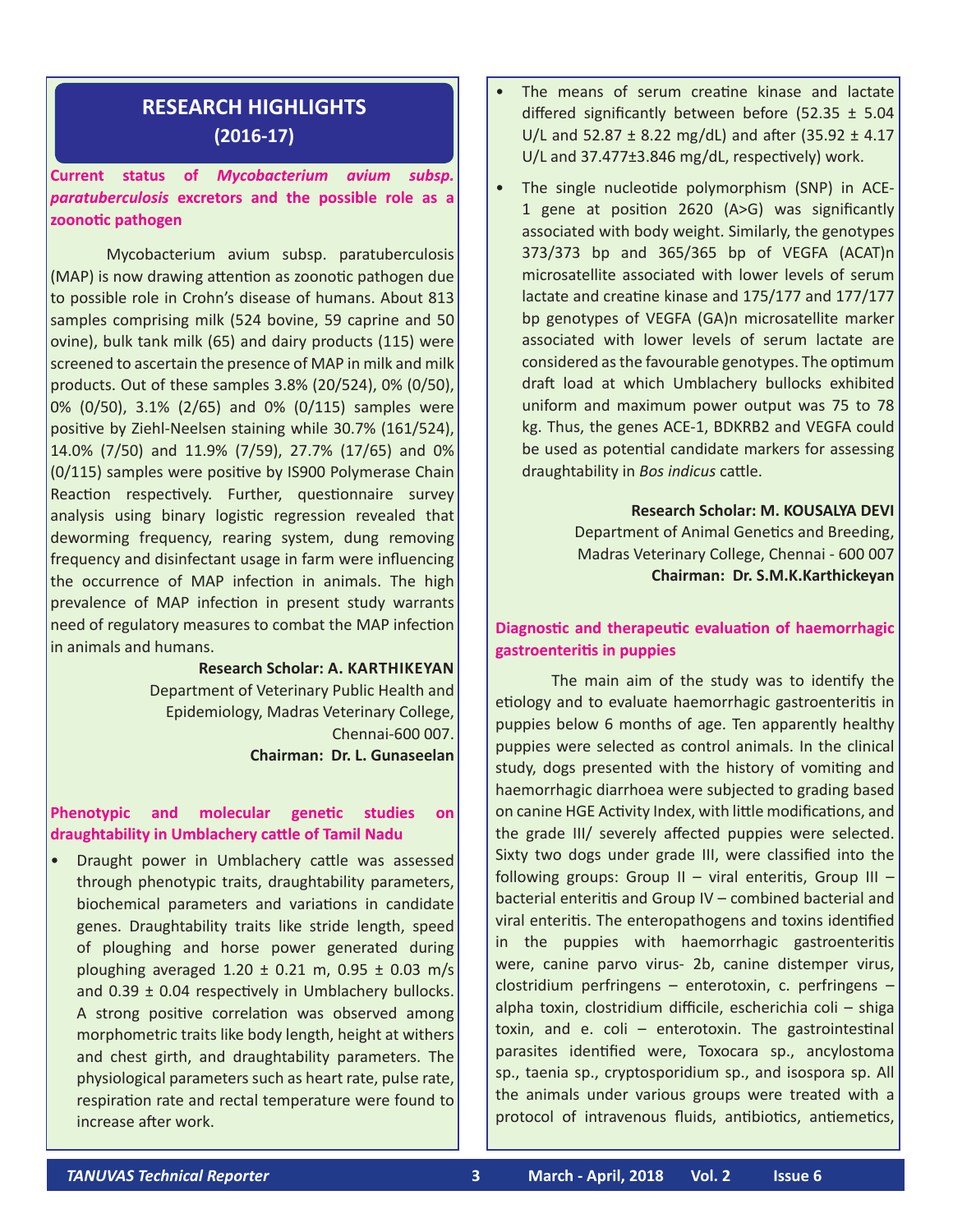## RESEARCH HIGHLIGHTS (2016-17)

### Current status of *Mycobacterium avium subsp. paratuberculosis* excretors and the possible role as a zoonotic pathogen

Mycobacterium avium subsp. paratuberculosis (MAP) is now drawing attention as zoonotic pathogen due to possible role in Crohn's disease of humans. About 813 samples comprising milk (524 bovine, 59 caprine and 50 ovine), bulk tank milk (65) and dairy products (115) were screened to ascertain the presence of MAP in milk and milk products. Out of these samples 3.8% (20/524), 0% (0/50), 0% (0/50), 3.1% (2/65) and 0% (0/115) samples were positive by Ziehl-Neelsen staining while 30.7% (161/524), 14.0% (7/50) and 11.9% (7/59), 27.7% (17/65) and 0% (0/115) samples were positive by IS900 Polymerase Chain Reaction respectively. Further, questionnaire survey analysis using binary logistic regression revealed that deworming frequency, rearing system, dung removing frequency and disinfectant usage in farm were influencing the occurrence of MAP infection in animals. The high prevalence of MAP infection in present study warrants need of regulatory measures to combat the MAP infection in animals and humans.

**Research Scholar: A. KARTHIKEYAN**
Department of Veterinary Public Health and Epidemiology, Madras Veterinary College, Chennai-600 007.
**Chairman: Dr. L. Gunaseelan**

### Phenotypic and molecular genetic studies on draughtability in Umblachery cattle of Tamil Nadu

- Draught power in Umblachery cattle was assessed through phenotypic traits, draughtability parameters, biochemical parameters and variations in candidate genes. Draughtability traits like stride length, speed of ploughing and horse power generated during ploughing averaged 1.20 ± 0.21 m, 0.95 ± 0.03 m/s and 0.39 ± 0.04 respectively in Umblachery bullocks. A strong positive correlation was observed among morphometric traits like body length, height at withers and chest girth, and draughtability parameters. The physiological parameters such as heart rate, pulse rate, respiration rate and rectal temperature were found to increase after work.
- The means of serum creatine kinase and lactate differed significantly between before (52.35 ± 5.04 U/L and 52.87 ± 8.22 mg/dL) and after (35.92 ± 4.17 U/L and 37.477±3.846 mg/dL, respectively) work.
- The single nucleotide polymorphism (SNP) in ACE-1 gene at position 2620 (A>G) was significantly associated with body weight. Similarly, the genotypes 373/373 bp and 365/365 bp of VEGFA (ACAT)n microsatellite associated with lower levels of serum lactate and creatine kinase and 175/177 and 177/177 bp genotypes of VEGFA (GA)n microsatellite marker associated with lower levels of serum lactate are considered as the favourable genotypes. The optimum draft load at which Umblachery bullocks exhibited uniform and maximum power output was 75 to 78 kg. Thus, the genes ACE-1, BDKRB2 and VEGFA could be used as potential candidate markers for assessing draughtability in *Bos indicus* cattle.

**Research Scholar: M. KOUSALYA DEVI**
Department of Animal Genetics and Breeding, Madras Veterinary College, Chennai - 600 007
**Chairman: Dr. S.M.K.Karthickeyan**

### Diagnostic and therapeutic evaluation of haemorrhagic gastroenteritis in puppies

The main aim of the study was to identify the etiology and to evaluate haemorrhagic gastroenteritis in puppies below 6 months of age. Ten apparently healthy puppies were selected as control animals. In the clinical study, dogs presented with the history of vomiting and haemorrhagic diarrhoea were subjected to grading based on canine HGE Activity Index, with little modifications, and the grade III/ severely affected puppies were selected. Sixty two dogs under grade III, were classified into the following groups: Group II – viral enteritis, Group III – bacterial enteritis and Group IV – combined bacterial and viral enteritis. The enteropathogens and toxins identified in the puppies with haemorrhagic gastroenteritis were, canine parvo virus- 2b, canine distemper virus, clostridium perfringens – enterotoxin, c. perfringens – alpha toxin, clostridium difficile, escherichia coli – shiga toxin, and e. coli – enterotoxin. The gastrointestinal parasites identified were, Toxocara sp., ancylostoma sp., taenia sp., cryptosporidium sp., and isospora sp. All the animals under various groups were treated with a protocol of intravenous fluids, antibiotics, antiemetics,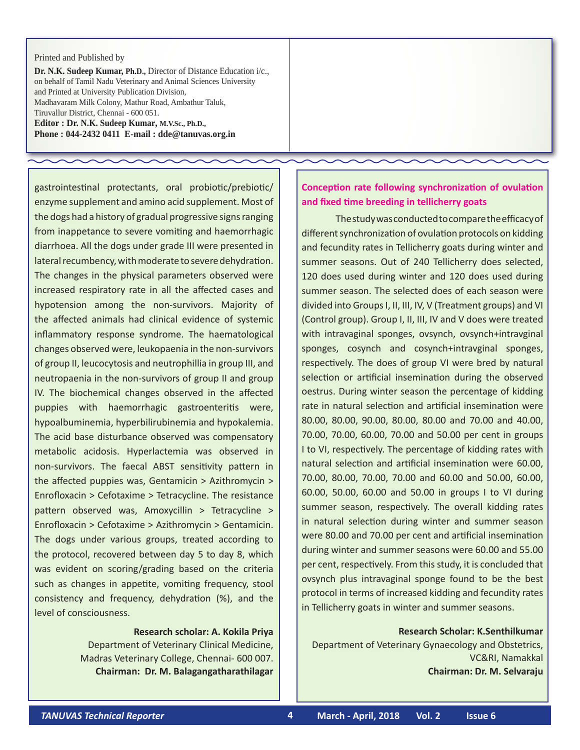Printed and Published by

**Dr. N.K. Sudeep Kumar, Ph.D.,** Director of Distance Education i/c.,
on behalf of Tamil Nadu Veterinary and Animal Sciences University
and Printed at University Publication Division,
Madhavaram Milk Colony, Mathur Road, Ambathur Taluk,
Tiruvallur District, Chennai - 600 051.
**Editor : Dr. N.K. Sudeep Kumar, M.V.Sc., Ph.D.,**
**Phone : 044-2432 0411 E-mail : dde@tanuvas.org.in**

gastrointestinal protectants, oral probiotic/prebiotic/enzyme supplement and amino acid supplement. Most of the dogs had a history of gradual progressive signs ranging from inappetance to severe vomiting and haemorrhagic diarrhoea. All the dogs under grade III were presented in lateral recumbency, with moderate to severe dehydration. The changes in the physical parameters observed were increased respiratory rate in all the affected cases and hypotension among the non-survivors. Majority of the affected animals had clinical evidence of systemic inflammatory response syndrome. The haematological changes observed were, leukopaenia in the non-survivors of group II, leucocytosis and neutrophillia in group III, and neutropaenia in the non-survivors of group II and group IV. The biochemical changes observed in the affected puppies with haemorrhagic gastroenteritis were, hypoalbuminemia, hyperbilirubinemia and hypokalemia. The acid base disturbance observed was compensatory metabolic acidosis. Hyperlactemia was observed in non-survivors. The faecal ABST sensitivity pattern in the affected puppies was, Gentamicin > Azithromycin > Enrofloxacin > Cefotaxime > Tetracycline. The resistance pattern observed was, Amoxycillin > Tetracycline > Enrofloxacin > Cefotaxime > Azithromycin > Gentamicin. The dogs under various groups, treated according to the protocol, recovered between day 5 to day 8, which was evident on scoring/grading based on the criteria such as changes in appetite, vomiting frequency, stool consistency and frequency, dehydration (%), and the level of consciousness.

**Research scholar: A. Kokila Priya**
Department of Veterinary Clinical Medicine,
Madras Veterinary College, Chennai- 600 007.
**Chairman: Dr. M. Balagangatharathilagar**

## Conception rate following synchronization of ovulation and fixed time breeding in tellicherry goats

The study was conducted to compare the efficacy of different synchronization of ovulation protocols on kidding and fecundity rates in Tellicherry goats during winter and summer seasons. Out of 240 Tellicherry does selected, 120 does used during winter and 120 does used during summer season. The selected does of each season were divided into Groups I, II, III, IV, V (Treatment groups) and VI (Control group). Group I, II, III, IV and V does were treated with intravaginal sponges, ovsynch, ovsynch+intravginal sponges, cosynch and cosynch+intravginal sponges, respectively. The does of group VI were bred by natural selection or artificial insemination during the observed oestrus. During winter season the percentage of kidding rate in natural selection and artificial insemination were 80.00, 80.00, 90.00, 80.00, 80.00 and 70.00 and 40.00, 70.00, 70.00, 60.00, 70.00 and 50.00 per cent in groups I to VI, respectively. The percentage of kidding rates with natural selection and artificial insemination were 60.00, 70.00, 80.00, 70.00, 70.00 and 60.00 and 50.00, 60.00, 60.00, 50.00, 60.00 and 50.00 in groups I to VI during summer season, respectively. The overall kidding rates in natural selection during winter and summer season were 80.00 and 70.00 per cent and artificial insemination during winter and summer seasons were 60.00 and 55.00 per cent, respectively. From this study, it is concluded that ovsynch plus intravaginal sponge found to be the best protocol in terms of increased kidding and fecundity rates in Tellicherry goats in winter and summer seasons.

**Research Scholar: K.Senthilkumar**
Department of Veterinary Gynaecology and Obstetrics,
VC&RI, Namakkal
**Chairman: Dr. M. Selvaraju**